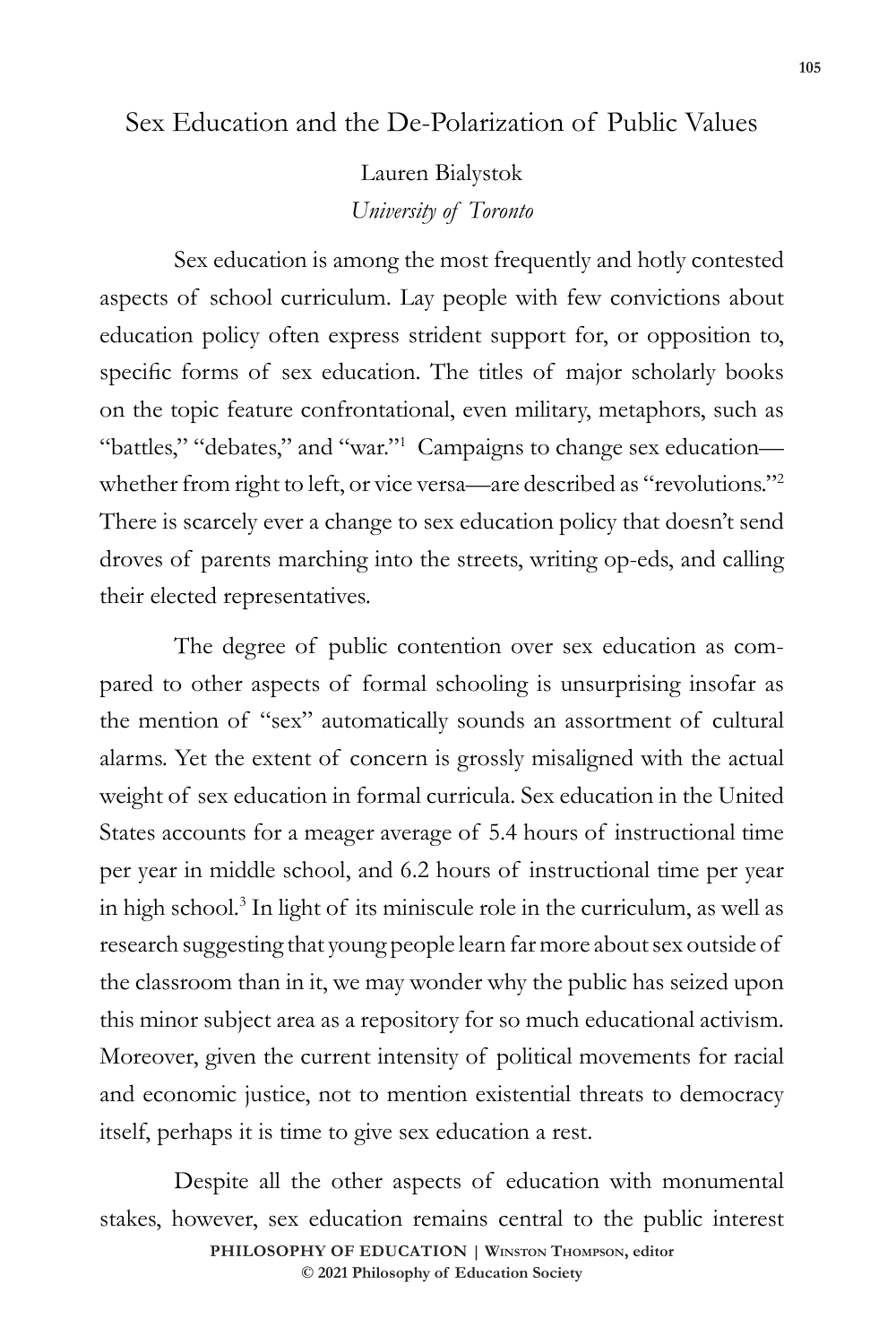# Sex Education and the De-Polarization of Public Values

Lauren Bialystok

*University of Toronto*

Sex education is among the most frequently and hotly contested aspects of school curriculum. Lay people with few convictions about education policy often express strident support for, or opposition to, specific forms of sex education. The titles of major scholarly books on the topic feature confrontational, even military, metaphors, such as "battles," "debates," and "war."[1] Campaigns to change sex education—whether from right to left, or vice versa—are described as "revolutions."[2] There is scarcely ever a change to sex education policy that doesn't send droves of parents marching into the streets, writing op-eds, and calling their elected representatives.

The degree of public contention over sex education as compared to other aspects of formal schooling is unsurprising insofar as the mention of "sex" automatically sounds an assortment of cultural alarms. Yet the extent of concern is grossly misaligned with the actual weight of sex education in formal curricula. Sex education in the United States accounts for a meager average of 5.4 hours of instructional time per year in middle school, and 6.2 hours of instructional time per year in high school.[3] In light of its miniscule role in the curriculum, as well as research suggesting that young people learn far more about sex outside of the classroom than in it, we may wonder why the public has seized upon this minor subject area as a repository for so much educational activism. Moreover, given the current intensity of political movements for racial and economic justice, not to mention existential threats to democracy itself, perhaps it is time to give sex education a rest.

Despite all the other aspects of education with monumental stakes, however, sex education remains central to the public interest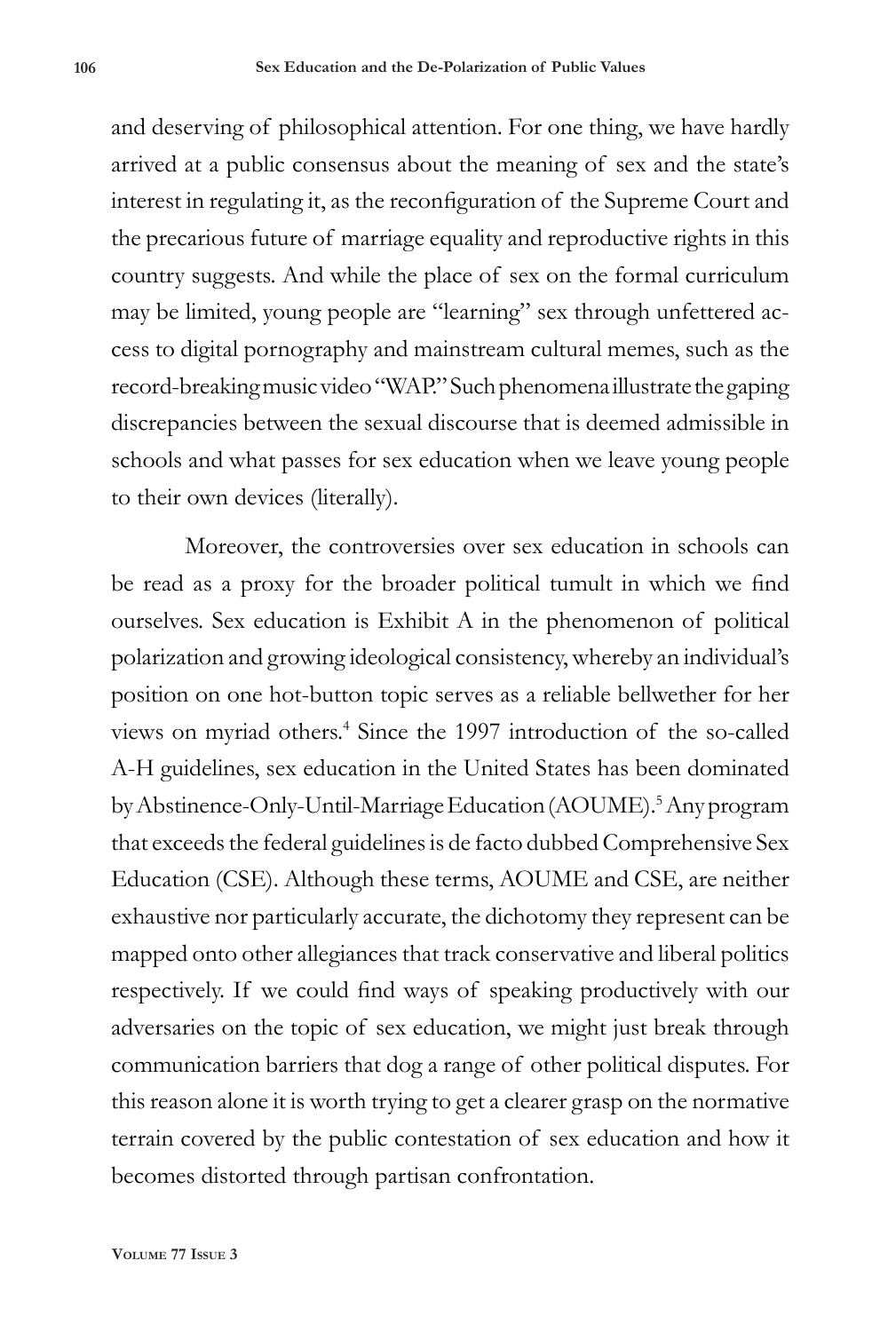and deserving of philosophical attention. For one thing, we have hardly arrived at a public consensus about the meaning of sex and the state's interest in regulating it, as the reconfiguration of the Supreme Court and the precarious future of marriage equality and reproductive rights in this country suggests. And while the place of sex on the formal curriculum may be limited, young people are "learning" sex through unfettered access to digital pornography and mainstream cultural memes, such as the record-breaking music video "WAP." Such phenomena illustrate the gaping discrepancies between the sexual discourse that is deemed admissible in schools and what passes for sex education when we leave young people to their own devices (literally).

Moreover, the controversies over sex education in schools can be read as a proxy for the broader political tumult in which we find ourselves. Sex education is Exhibit A in the phenomenon of political polarization and growing ideological consistency, whereby an individual's position on one hot-button topic serves as a reliable bellwether for her views on myriad others.[4] Since the 1997 introduction of the so-called A-H guidelines, sex education in the United States has been dominated by Abstinence-Only-Until-Marriage Education (AOUME).[5] Any program that exceeds the federal guidelines is de facto dubbed Comprehensive Sex Education (CSE). Although these terms, AOUME and CSE, are neither exhaustive nor particularly accurate, the dichotomy they represent can be mapped onto other allegiances that track conservative and liberal politics respectively. If we could find ways of speaking productively with our adversaries on the topic of sex education, we might just break through communication barriers that dog a range of other political disputes. For this reason alone it is worth trying to get a clearer grasp on the normative terrain covered by the public contestation of sex education and how it becomes distorted through partisan confrontation.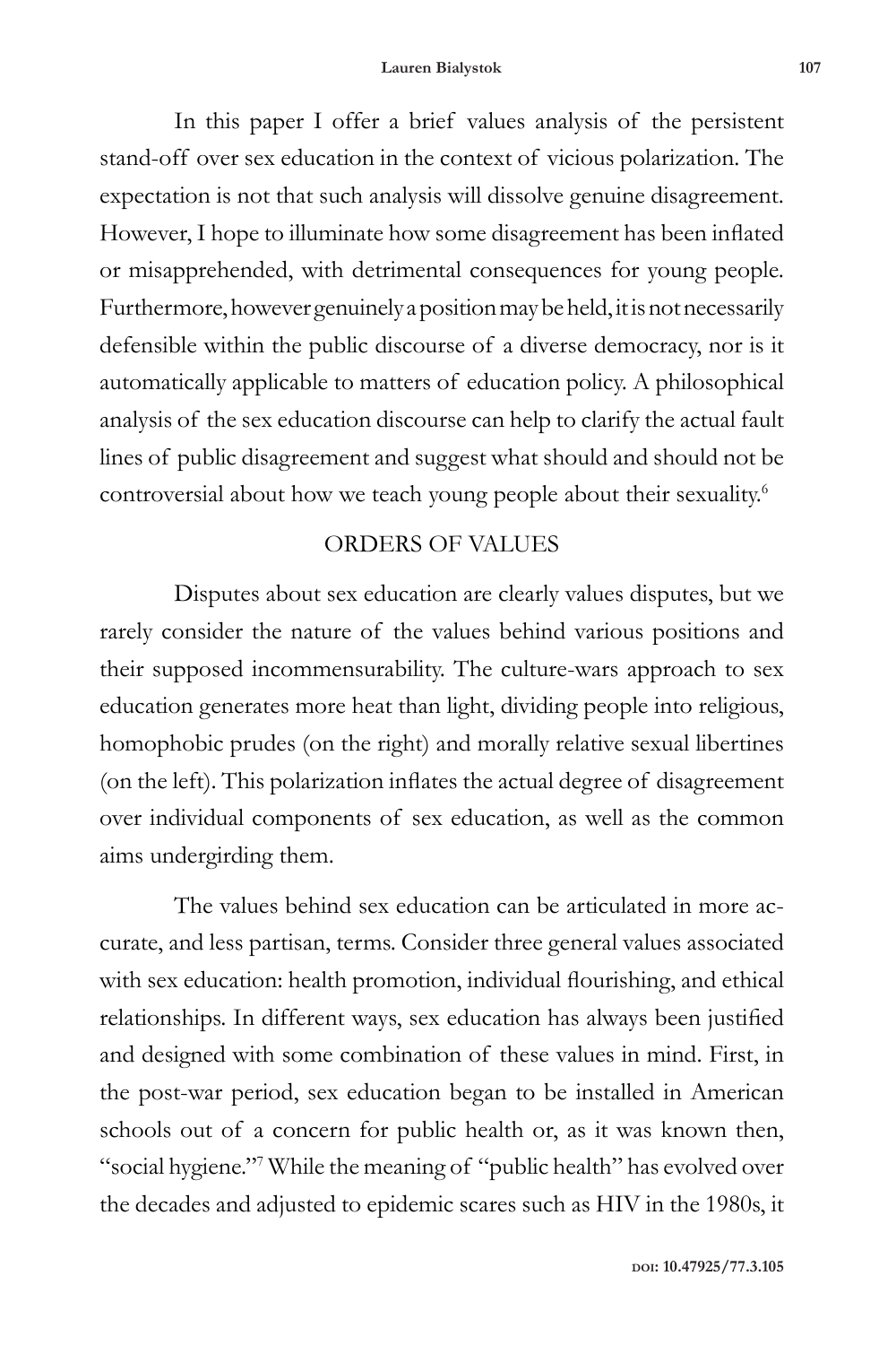In this paper I offer a brief values analysis of the persistent stand-off over sex education in the context of vicious polarization. The expectation is not that such analysis will dissolve genuine disagreement. However, I hope to illuminate how some disagreement has been inflated or misapprehended, with detrimental consequences for young people. Furthermore, however genuinely a position may be held, it is not necessarily defensible within the public discourse of a diverse democracy, nor is it automatically applicable to matters of education policy. A philosophical analysis of the sex education discourse can help to clarify the actual fault lines of public disagreement and suggest what should and should not be controversial about how we teach young people about their sexuality.[6]

## ORDERS OF VALUES

Disputes about sex education are clearly values disputes, but we rarely consider the nature of the values behind various positions and their supposed incommensurability. The culture-wars approach to sex education generates more heat than light, dividing people into religious, homophobic prudes (on the right) and morally relative sexual libertines (on the left). This polarization inflates the actual degree of disagreement over individual components of sex education, as well as the common aims undergirding them.

The values behind sex education can be articulated in more accurate, and less partisan, terms. Consider three general values associated with sex education: health promotion, individual flourishing, and ethical relationships. In different ways, sex education has always been justified and designed with some combination of these values in mind. First, in the post-war period, sex education began to be installed in American schools out of a concern for public health or, as it was known then, "social hygiene."[7] While the meaning of "public health" has evolved over the decades and adjusted to epidemic scares such as HIV in the 1980s, it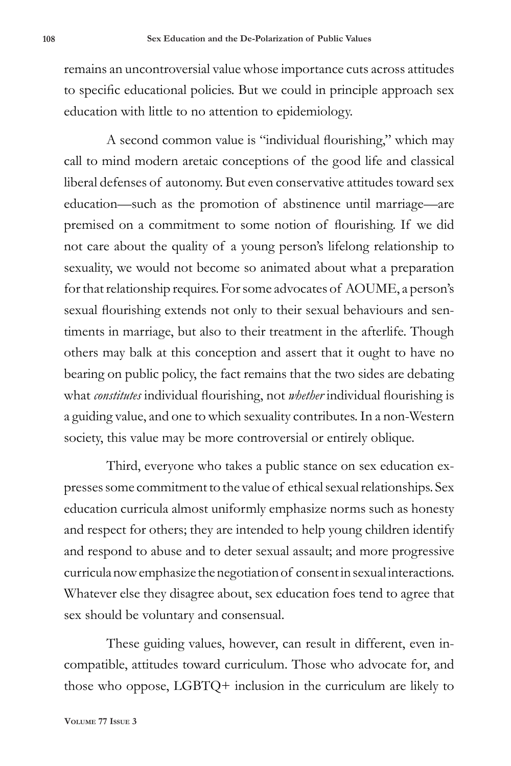remains an uncontroversial value whose importance cuts across attitudes to specific educational policies. But we could in principle approach sex education with little to no attention to epidemiology.

A second common value is "individual flourishing," which may call to mind modern aretaic conceptions of the good life and classical liberal defenses of autonomy. But even conservative attitudes toward sex education—such as the promotion of abstinence until marriage—are premised on a commitment to some notion of flourishing. If we did not care about the quality of a young person's lifelong relationship to sexuality, we would not become so animated about what a preparation for that relationship requires. For some advocates of AOUME, a person's sexual flourishing extends not only to their sexual behaviours and sentiments in marriage, but also to their treatment in the afterlife. Though others may balk at this conception and assert that it ought to have no bearing on public policy, the fact remains that the two sides are debating what *constitutes* individual flourishing, not *whether* individual flourishing is a guiding value, and one to which sexuality contributes. In a non-Western society, this value may be more controversial or entirely oblique.

Third, everyone who takes a public stance on sex education expresses some commitment to the value of ethical sexual relationships. Sex education curricula almost uniformly emphasize norms such as honesty and respect for others; they are intended to help young children identify and respond to abuse and to deter sexual assault; and more progressive curricula now emphasize the negotiation of consent in sexual interactions. Whatever else they disagree about, sex education foes tend to agree that sex should be voluntary and consensual.

These guiding values, however, can result in different, even incompatible, attitudes toward curriculum. Those who advocate for, and those who oppose, LGBTQ+ inclusion in the curriculum are likely to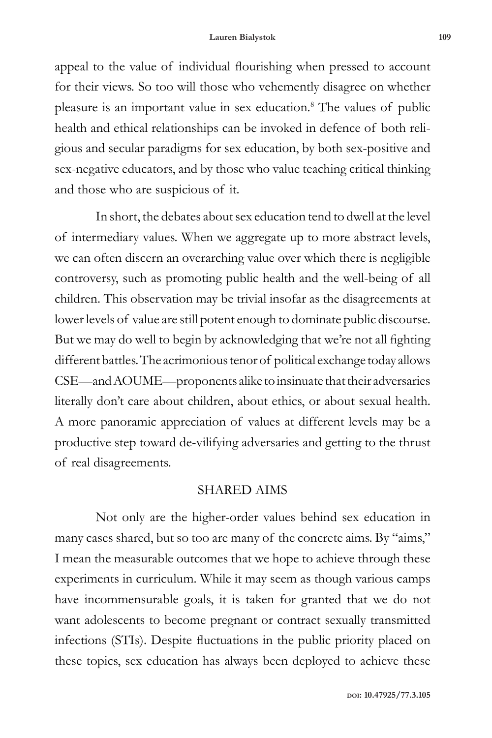appeal to the value of individual flourishing when pressed to account for their views. So too will those who vehemently disagree on whether pleasure is an important value in sex education.[8] The values of public health and ethical relationships can be invoked in defence of both religious and secular paradigms for sex education, by both sex-positive and sex-negative educators, and by those who value teaching critical thinking and those who are suspicious of it.

In short, the debates about sex education tend to dwell at the level of intermediary values. When we aggregate up to more abstract levels, we can often discern an overarching value over which there is negligible controversy, such as promoting public health and the well-being of all children. This observation may be trivial insofar as the disagreements at lower levels of value are still potent enough to dominate public discourse. But we may do well to begin by acknowledging that we're not all fighting different battles. The acrimonious tenor of political exchange today allows CSE—and AOUME—proponents alike to insinuate that their adversaries literally don't care about children, about ethics, or about sexual health. A more panoramic appreciation of values at different levels may be a productive step toward de-vilifying adversaries and getting to the thrust of real disagreements.

## SHARED AIMS

Not only are the higher-order values behind sex education in many cases shared, but so too are many of the concrete aims. By "aims," I mean the measurable outcomes that we hope to achieve through these experiments in curriculum. While it may seem as though various camps have incommensurable goals, it is taken for granted that we do not want adolescents to become pregnant or contract sexually transmitted infections (STIs). Despite fluctuations in the public priority placed on these topics, sex education has always been deployed to achieve these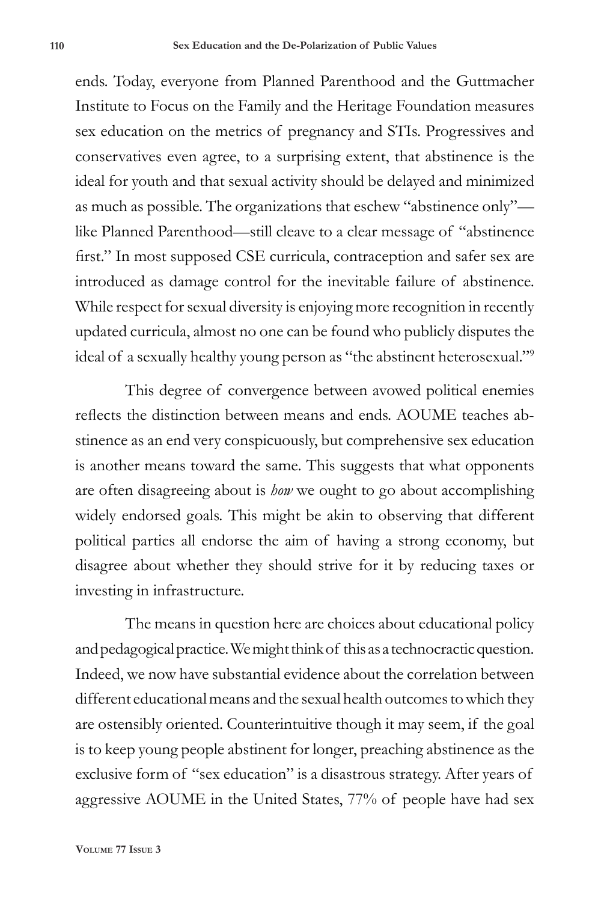ends. Today, everyone from Planned Parenthood and the Guttmacher Institute to Focus on the Family and the Heritage Foundation measures sex education on the metrics of pregnancy and STIs. Progressives and conservatives even agree, to a surprising extent, that abstinence is the ideal for youth and that sexual activity should be delayed and minimized as much as possible. The organizations that eschew "abstinence only"—like Planned Parenthood—still cleave to a clear message of "abstinence first." In most supposed CSE curricula, contraception and safer sex are introduced as damage control for the inevitable failure of abstinence. While respect for sexual diversity is enjoying more recognition in recently updated curricula, almost no one can be found who publicly disputes the ideal of a sexually healthy young person as "the abstinent heterosexual."[9]

This degree of convergence between avowed political enemies reflects the distinction between means and ends. AOUME teaches abstinence as an end very conspicuously, but comprehensive sex education is another means toward the same. This suggests that what opponents are often disagreeing about is *how* we ought to go about accomplishing widely endorsed goals. This might be akin to observing that different political parties all endorse the aim of having a strong economy, but disagree about whether they should strive for it by reducing taxes or investing in infrastructure.

The means in question here are choices about educational policy and pedagogical practice. We might think of this as a technocractic question. Indeed, we now have substantial evidence about the correlation between different educational means and the sexual health outcomes to which they are ostensibly oriented. Counterintuitive though it may seem, if the goal is to keep young people abstinent for longer, preaching abstinence as the exclusive form of "sex education" is a disastrous strategy. After years of aggressive AOUME in the United States, 77% of people have had sex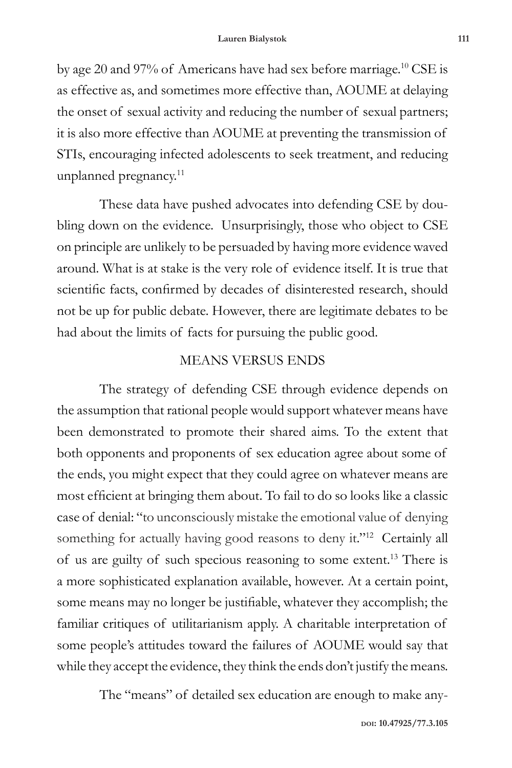by age 20 and 97% of Americans have had sex before marriage.[10] CSE is as effective as, and sometimes more effective than, AOUME at delaying the onset of sexual activity and reducing the number of sexual partners; it is also more effective than AOUME at preventing the transmission of STIs, encouraging infected adolescents to seek treatment, and reducing unplanned pregnancy.[11]

These data have pushed advocates into defending CSE by doubling down on the evidence. Unsurprisingly, those who object to CSE on principle are unlikely to be persuaded by having more evidence waved around. What is at stake is the very role of evidence itself. It is true that scientific facts, confirmed by decades of disinterested research, should not be up for public debate. However, there are legitimate debates to be had about the limits of facts for pursuing the public good.

## MEANS VERSUS ENDS

The strategy of defending CSE through evidence depends on the assumption that rational people would support whatever means have been demonstrated to promote their shared aims. To the extent that both opponents and proponents of sex education agree about some of the ends, you might expect that they could agree on whatever means are most efficient at bringing them about. To fail to do so looks like a classic case of denial: "to unconsciously mistake the emotional value of denying something for actually having good reasons to deny it."[12] Certainly all of us are guilty of such specious reasoning to some extent.[13] There is a more sophisticated explanation available, however. At a certain point, some means may no longer be justifiable, whatever they accomplish; the familiar critiques of utilitarianism apply. A charitable interpretation of some people's attitudes toward the failures of AOUME would say that while they accept the evidence, they think the ends don't justify the means.

The "means" of detailed sex education are enough to make any-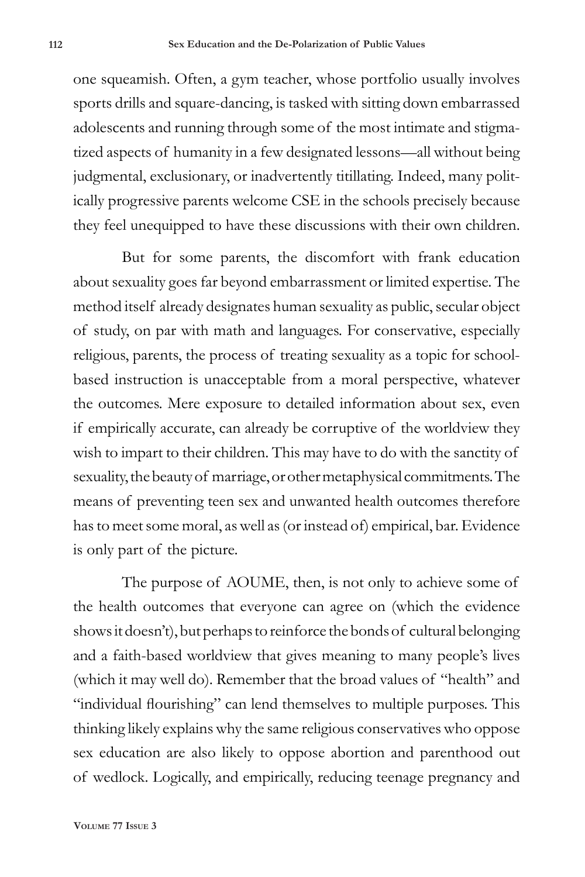one squeamish. Often, a gym teacher, whose portfolio usually involves sports drills and square-dancing, is tasked with sitting down embarrassed adolescents and running through some of the most intimate and stigmatized aspects of humanity in a few designated lessons—all without being judgmental, exclusionary, or inadvertently titillating. Indeed, many politically progressive parents welcome CSE in the schools precisely because they feel unequipped to have these discussions with their own children.

But for some parents, the discomfort with frank education about sexuality goes far beyond embarrassment or limited expertise. The method itself already designates human sexuality as public, secular object of study, on par with math and languages. For conservative, especially religious, parents, the process of treating sexuality as a topic for school-based instruction is unacceptable from a moral perspective, whatever the outcomes. Mere exposure to detailed information about sex, even if empirically accurate, can already be corruptive of the worldview they wish to impart to their children. This may have to do with the sanctity of sexuality, the beauty of marriage, or other metaphysical commitments. The means of preventing teen sex and unwanted health outcomes therefore has to meet some moral, as well as (or instead of) empirical, bar. Evidence is only part of the picture.

The purpose of AOUME, then, is not only to achieve some of the health outcomes that everyone can agree on (which the evidence shows it doesn't), but perhaps to reinforce the bonds of cultural belonging and a faith-based worldview that gives meaning to many people's lives (which it may well do). Remember that the broad values of "health" and "individual flourishing" can lend themselves to multiple purposes. This thinking likely explains why the same religious conservatives who oppose sex education are also likely to oppose abortion and parenthood out of wedlock. Logically, and empirically, reducing teenage pregnancy and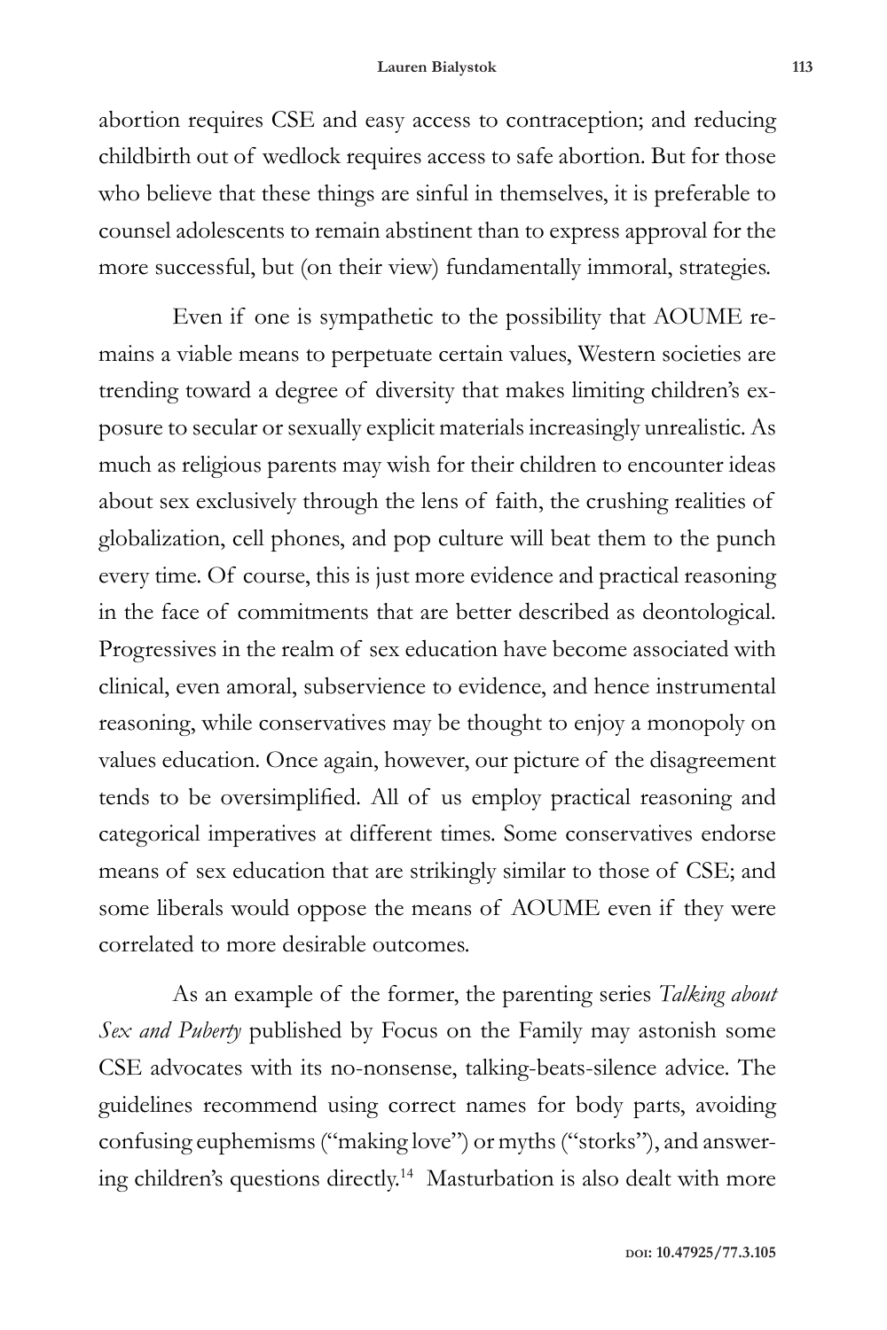abortion requires CSE and easy access to contraception; and reducing childbirth out of wedlock requires access to safe abortion. But for those who believe that these things are sinful in themselves, it is preferable to counsel adolescents to remain abstinent than to express approval for the more successful, but (on their view) fundamentally immoral, strategies.

Even if one is sympathetic to the possibility that AOUME remains a viable means to perpetuate certain values, Western societies are trending toward a degree of diversity that makes limiting children's exposure to secular or sexually explicit materials increasingly unrealistic. As much as religious parents may wish for their children to encounter ideas about sex exclusively through the lens of faith, the crushing realities of globalization, cell phones, and pop culture will beat them to the punch every time. Of course, this is just more evidence and practical reasoning in the face of commitments that are better described as deontological. Progressives in the realm of sex education have become associated with clinical, even amoral, subservience to evidence, and hence instrumental reasoning, while conservatives may be thought to enjoy a monopoly on values education. Once again, however, our picture of the disagreement tends to be oversimplified. All of us employ practical reasoning and categorical imperatives at different times. Some conservatives endorse means of sex education that are strikingly similar to those of CSE; and some liberals would oppose the means of AOUME even if they were correlated to more desirable outcomes.

As an example of the former, the parenting series *Talking about Sex and Puberty* published by Focus on the Family may astonish some CSE advocates with its no-nonsense, talking-beats-silence advice. The guidelines recommend using correct names for body parts, avoiding confusing euphemisms ("making love") or myths ("storks"), and answering children's questions directly.[14] Masturbation is also dealt with more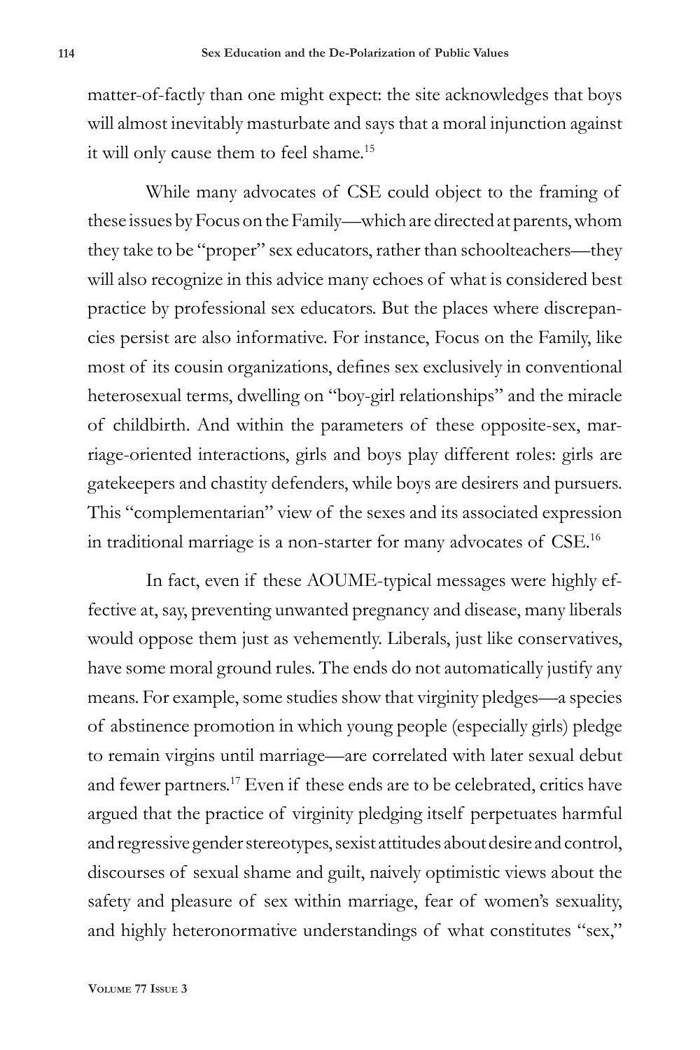matter-of-factly than one might expect: the site acknowledges that boys will almost inevitably masturbate and says that a moral injunction against it will only cause them to feel shame.[15]

While many advocates of CSE could object to the framing of these issues by Focus on the Family—which are directed at parents, whom they take to be "proper" sex educators, rather than schoolteachers—they will also recognize in this advice many echoes of what is considered best practice by professional sex educators. But the places where discrepancies persist are also informative. For instance, Focus on the Family, like most of its cousin organizations, defines sex exclusively in conventional heterosexual terms, dwelling on "boy-girl relationships" and the miracle of childbirth. And within the parameters of these opposite-sex, marriage-oriented interactions, girls and boys play different roles: girls are gatekeepers and chastity defenders, while boys are desirers and pursuers. This "complementarian" view of the sexes and its associated expression in traditional marriage is a non-starter for many advocates of CSE.[16]

In fact, even if these AOUME-typical messages were highly effective at, say, preventing unwanted pregnancy and disease, many liberals would oppose them just as vehemently. Liberals, just like conservatives, have some moral ground rules. The ends do not automatically justify any means. For example, some studies show that virginity pledges—a species of abstinence promotion in which young people (especially girls) pledge to remain virgins until marriage—are correlated with later sexual debut and fewer partners.[17] Even if these ends are to be celebrated, critics have argued that the practice of virginity pledging itself perpetuates harmful and regressive gender stereotypes, sexist attitudes about desire and control, discourses of sexual shame and guilt, naively optimistic views about the safety and pleasure of sex within marriage, fear of women's sexuality, and highly heteronormative understandings of what constitutes "sex,"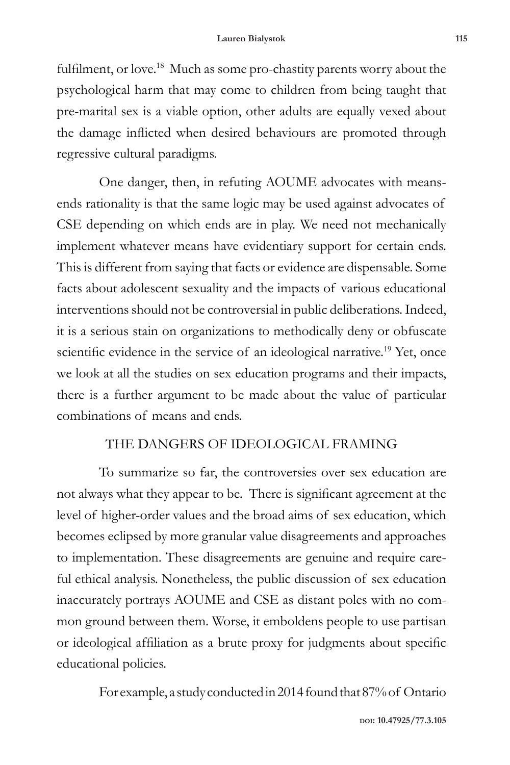fulfilment, or love.[18] Much as some pro-chastity parents worry about the psychological harm that may come to children from being taught that pre-marital sex is a viable option, other adults are equally vexed about the damage inflicted when desired behaviours are promoted through regressive cultural paradigms.

One danger, then, in refuting AOUME advocates with means-ends rationality is that the same logic may be used against advocates of CSE depending on which ends are in play. We need not mechanically implement whatever means have evidentiary support for certain ends. This is different from saying that facts or evidence are dispensable. Some facts about adolescent sexuality and the impacts of various educational interventions should not be controversial in public deliberations. Indeed, it is a serious stain on organizations to methodically deny or obfuscate scientific evidence in the service of an ideological narrative.[19] Yet, once we look at all the studies on sex education programs and their impacts, there is a further argument to be made about the value of particular combinations of means and ends.

## THE DANGERS OF IDEOLOGICAL FRAMING

To summarize so far, the controversies over sex education are not always what they appear to be. There is significant agreement at the level of higher-order values and the broad aims of sex education, which becomes eclipsed by more granular value disagreements and approaches to implementation. These disagreements are genuine and require careful ethical analysis. Nonetheless, the public discussion of sex education inaccurately portrays AOUME and CSE as distant poles with no common ground between them. Worse, it emboldens people to use partisan or ideological affiliation as a brute proxy for judgments about specific educational policies.

For example, a study conducted in 2014 found that 87% of Ontario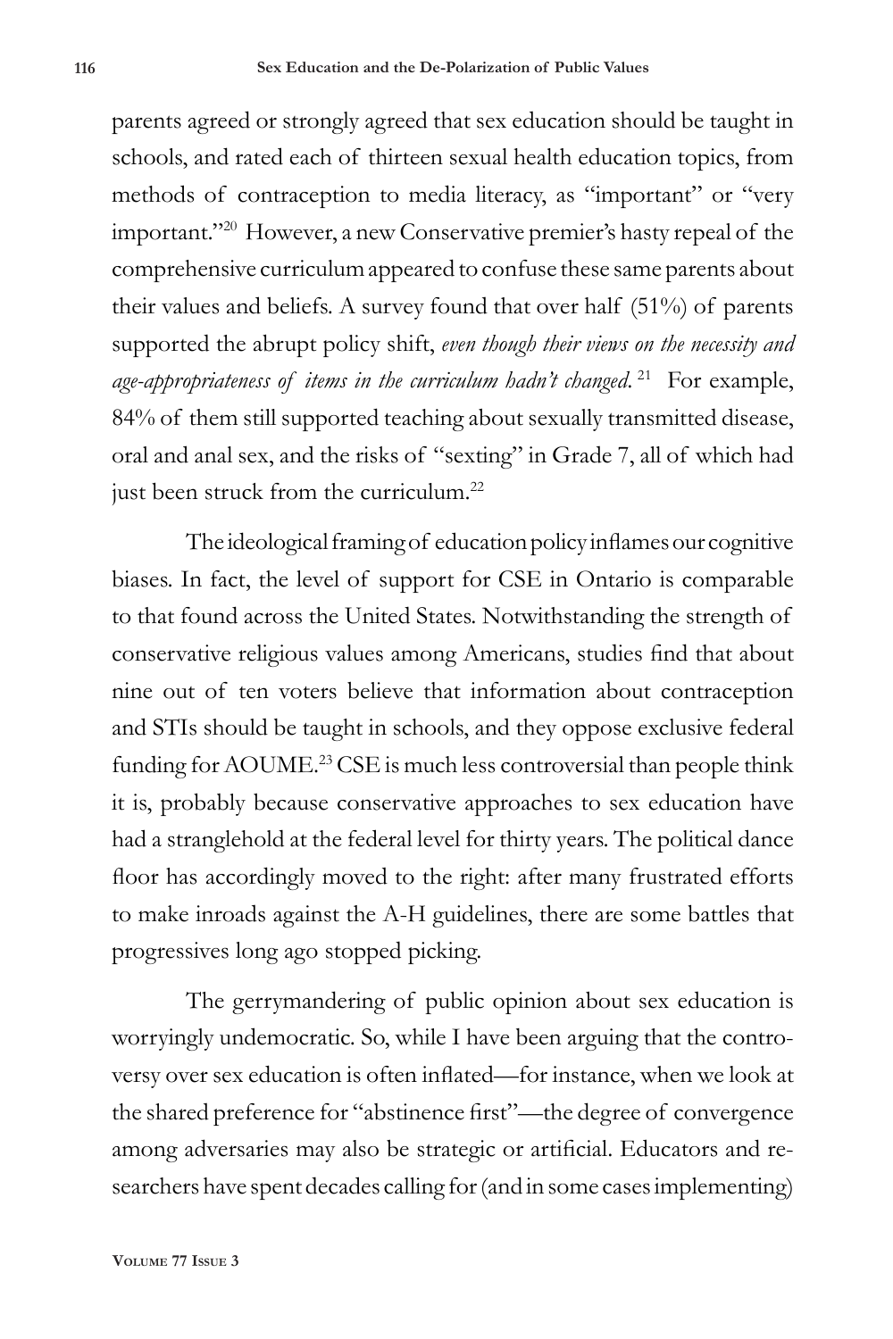parents agreed or strongly agreed that sex education should be taught in schools, and rated each of thirteen sexual health education topics, from methods of contraception to media literacy, as "important" or "very important."[20] However, a new Conservative premier's hasty repeal of the comprehensive curriculum appeared to confuse these same parents about their values and beliefs. A survey found that over half (51%) of parents supported the abrupt policy shift, *even though their views on the necessity and age-appropriateness of items in the curriculum hadn't changed.*[21] For example, 84% of them still supported teaching about sexually transmitted disease, oral and anal sex, and the risks of "sexting" in Grade 7, all of which had just been struck from the curriculum.[22]

The ideological framing of education policy inflames our cognitive biases. In fact, the level of support for CSE in Ontario is comparable to that found across the United States. Notwithstanding the strength of conservative religious values among Americans, studies find that about nine out of ten voters believe that information about contraception and STIs should be taught in schools, and they oppose exclusive federal funding for AOUME.[23] CSE is much less controversial than people think it is, probably because conservative approaches to sex education have had a stranglehold at the federal level for thirty years. The political dance floor has accordingly moved to the right: after many frustrated efforts to make inroads against the A-H guidelines, there are some battles that progressives long ago stopped picking.

The gerrymandering of public opinion about sex education is worryingly undemocratic. So, while I have been arguing that the controversy over sex education is often inflated—for instance, when we look at the shared preference for "abstinence first"—the degree of convergence among adversaries may also be strategic or artificial. Educators and researchers have spent decades calling for (and in some cases implementing)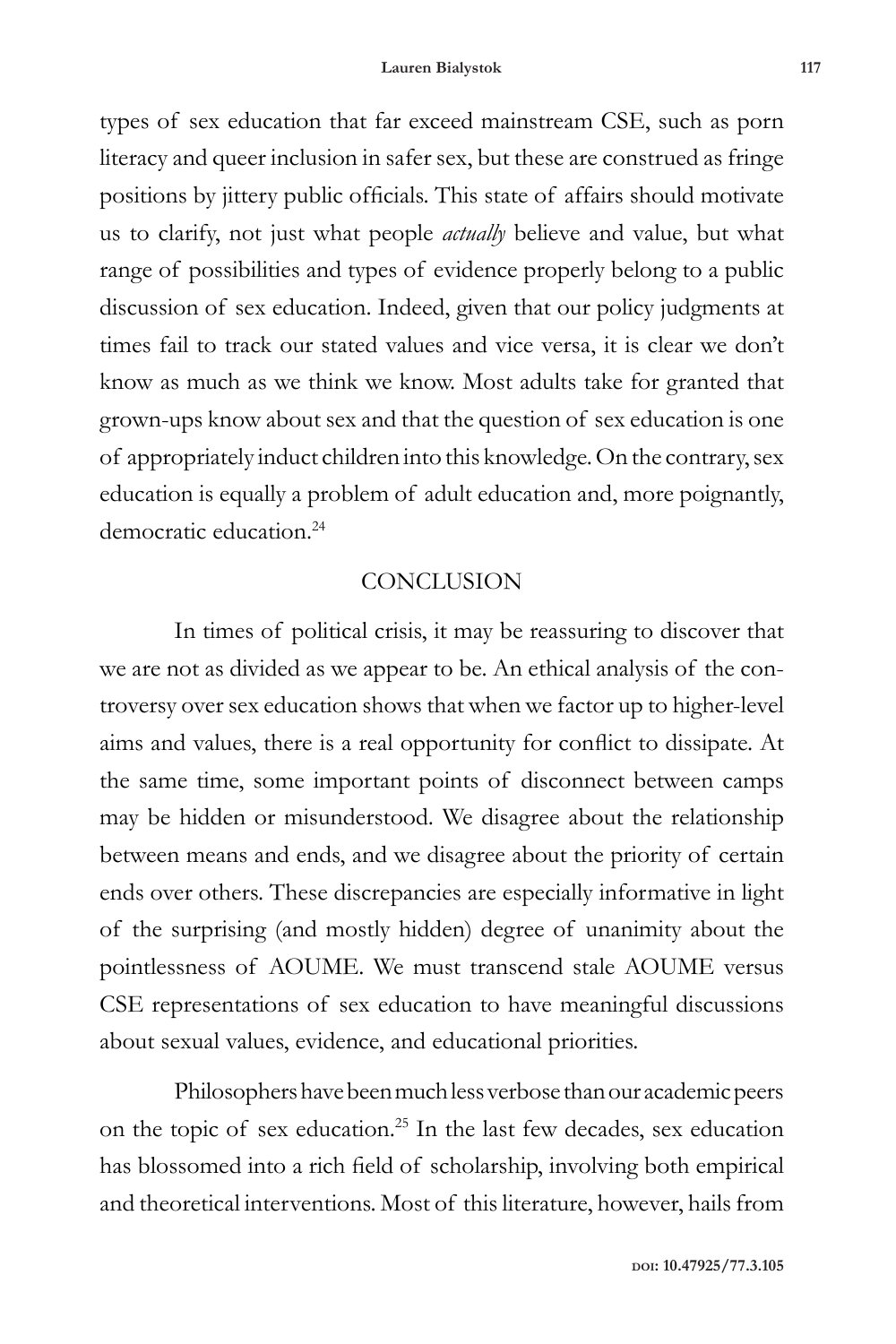types of sex education that far exceed mainstream CSE, such as porn literacy and queer inclusion in safer sex, but these are construed as fringe positions by jittery public officials. This state of affairs should motivate us to clarify, not just what people *actually* believe and value, but what range of possibilities and types of evidence properly belong to a public discussion of sex education. Indeed, given that our policy judgments at times fail to track our stated values and vice versa, it is clear we don't know as much as we think we know. Most adults take for granted that grown-ups know about sex and that the question of sex education is one of appropriately induct children into this knowledge. On the contrary, sex education is equally a problem of adult education and, more poignantly, democratic education.[24]

## CONCLUSION

In times of political crisis, it may be reassuring to discover that we are not as divided as we appear to be. An ethical analysis of the controversy over sex education shows that when we factor up to higher-level aims and values, there is a real opportunity for conflict to dissipate. At the same time, some important points of disconnect between camps may be hidden or misunderstood. We disagree about the relationship between means and ends, and we disagree about the priority of certain ends over others. These discrepancies are especially informative in light of the surprising (and mostly hidden) degree of unanimity about the pointlessness of AOUME. We must transcend stale AOUME versus CSE representations of sex education to have meaningful discussions about sexual values, evidence, and educational priorities.

Philosophers have been much less verbose than our academic peers on the topic of sex education.[25] In the last few decades, sex education has blossomed into a rich field of scholarship, involving both empirical and theoretical interventions. Most of this literature, however, hails from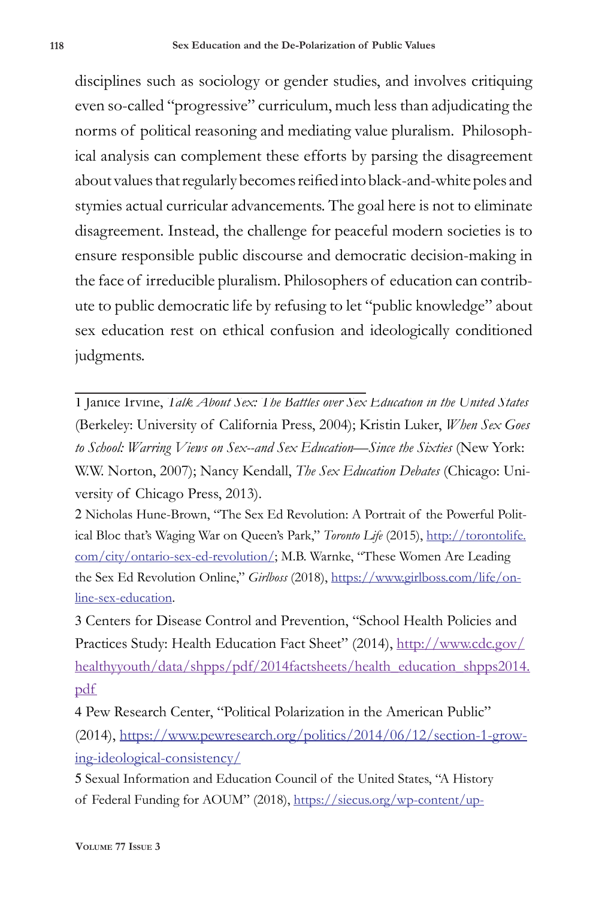disciplines such as sociology or gender studies, and involves critiquing even so-called "progressive" curriculum, much less than adjudicating the norms of political reasoning and mediating value pluralism. Philosophical analysis can complement these efforts by parsing the disagreement about values that regularly becomes reified into black-and-white poles and stymies actual curricular advancements. The goal here is not to eliminate disagreement. Instead, the challenge for peaceful modern societies is to ensure responsible public discourse and democratic decision-making in the face of irreducible pluralism. Philosophers of education can contribute to public democratic life by refusing to let "public knowledge" about sex education rest on ethical confusion and ideologically conditioned judgments.

---

1 Janice Irvine, *Talk About Sex: The Battles over Sex Education in the United States* (Berkeley: University of California Press, 2004); Kristin Luker, *When Sex Goes to School: Warring Views on Sex--and Sex Education—Since the Sixties* (New York: W.W. Norton, 2007); Nancy Kendall, *The Sex Education Debates* (Chicago: University of Chicago Press, 2013).

2 Nicholas Hune-Brown, "The Sex Ed Revolution: A Portrait of the Powerful Political Bloc that's Waging War on Queen's Park," *Toronto Life* (2015), http://torontolife.com/city/ontario-sex-ed-revolution/; M.B. Warnke, "These Women Are Leading the Sex Ed Revolution Online," *Girlboss* (2018), https://www.girlboss.com/life/online-sex-education.

3 Centers for Disease Control and Prevention, "School Health Policies and Practices Study: Health Education Fact Sheet" (2014), http://www.cdc.gov/healthyyouth/data/shpps/pdf/2014factsheets/health_education_shpps2014.pdf

4 Pew Research Center, "Political Polarization in the American Public" (2014), https://www.pewresearch.org/politics/2014/06/12/section-1-growing-ideological-consistency/

5 Sexual Information and Education Council of the United States, "A History of Federal Funding for AOUM" (2018), https://siecus.org/wp-content/up-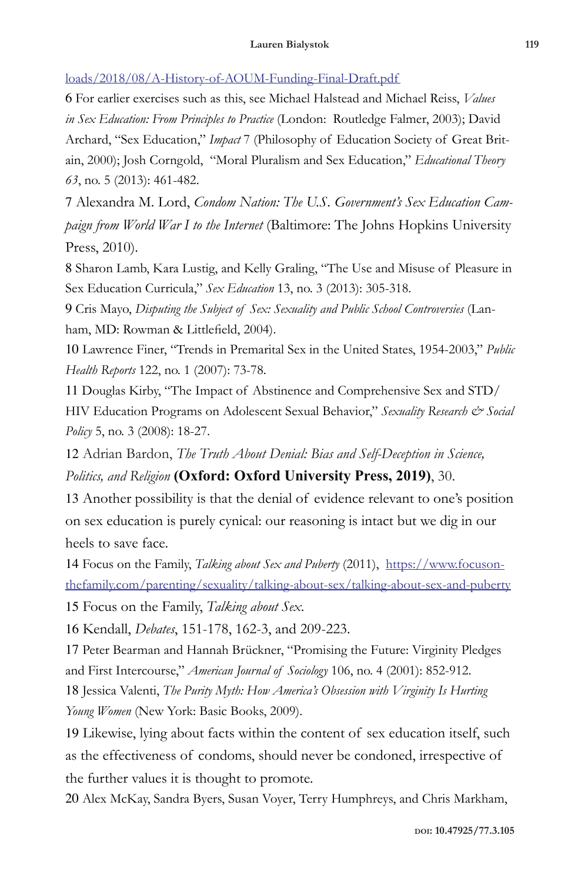loads/2018/08/A-History-of-AOUM-Funding-Final-Draft.pdf

6 For earlier exercises such as this, see Michael Halstead and Michael Reiss, *Values in Sex Education: From Principles to Practice* (London: Routledge Falmer, 2003); David Archard, "Sex Education," *Impact* 7 (Philosophy of Education Society of Great Britain, 2000); Josh Corngold, "Moral Pluralism and Sex Education," *Educational Theory 63*, no. 5 (2013): 461-482.

7 Alexandra M. Lord, *Condom Nation: The U.S. Government's Sex Education Campaign from World War I to the Internet* (Baltimore: The Johns Hopkins University Press, 2010).

8 Sharon Lamb, Kara Lustig, and Kelly Graling, "The Use and Misuse of Pleasure in Sex Education Curricula," *Sex Education* 13, no. 3 (2013): 305-318.

9 Cris Mayo, *Disputing the Subject of Sex: Sexuality and Public School Controversies* (Lanham, MD: Rowman & Littlefield, 2004).

10 Lawrence Finer, "Trends in Premarital Sex in the United States, 1954-2003," *Public Health Reports* 122, no. 1 (2007): 73-78.

11 Douglas Kirby, "The Impact of Abstinence and Comprehensive Sex and STD/HIV Education Programs on Adolescent Sexual Behavior," *Sexuality Research & Social Policy* 5, no. 3 (2008): 18-27.

12 Adrian Bardon, *The Truth About Denial: Bias and Self-Deception in Science, Politics, and Religion* **(Oxford: Oxford University Press, 2019)**, 30.

13 Another possibility is that the denial of evidence relevant to one's position on sex education is purely cynical: our reasoning is intact but we dig in our heels to save face.

14 Focus on the Family, *Talking about Sex and Puberty* (2011), https://www.focusonthefamily.com/parenting/sexuality/talking-about-sex/talking-about-sex-and-puberty

15 Focus on the Family, *Talking about Sex*.

16 Kendall, *Debates*, 151-178, 162-3, and 209-223.

17 Peter Bearman and Hannah Brückner, "Promising the Future: Virginity Pledges and First Intercourse," *American Journal of Sociology* 106, no. 4 (2001): 852-912.

18 Jessica Valenti, *The Purity Myth: How America's Obsession with Virginity Is Hurting Young Women* (New York: Basic Books, 2009).

19 Likewise, lying about facts within the content of sex education itself, such as the effectiveness of condoms, should never be condoned, irrespective of the further values it is thought to promote.

20 Alex McKay, Sandra Byers, Susan Voyer, Terry Humphreys, and Chris Markham,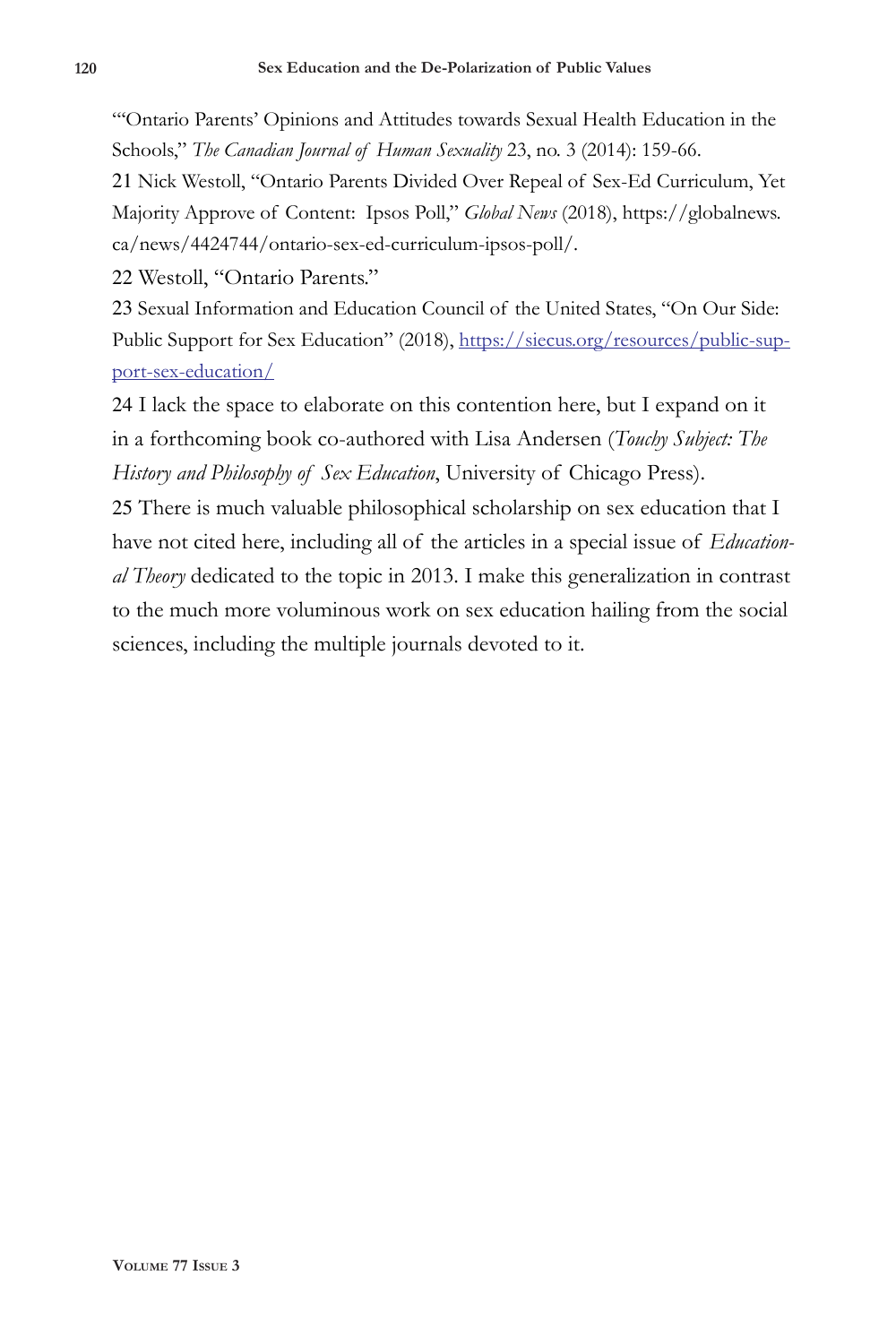""Ontario Parents' Opinions and Attitudes towards Sexual Health Education in the Schools," *The Canadian Journal of Human Sexuality* 23, no. 3 (2014): 159-66.

21 Nick Westoll, "Ontario Parents Divided Over Repeal of Sex-Ed Curriculum, Yet Majority Approve of Content: Ipsos Poll," *Global News* (2018), https://globalnews.ca/news/4424744/ontario-sex-ed-curriculum-ipsos-poll/.

22 Westoll, "Ontario Parents."

23 Sexual Information and Education Council of the United States, "On Our Side: Public Support for Sex Education" (2018), https://siecus.org/resources/public-support-sex-education/

24 I lack the space to elaborate on this contention here, but I expand on it in a forthcoming book co-authored with Lisa Andersen (*Touchy Subject: The History and Philosophy of Sex Education*, University of Chicago Press).

25 There is much valuable philosophical scholarship on sex education that I have not cited here, including all of the articles in a special issue of *Educational Theory* dedicated to the topic in 2013. I make this generalization in contrast to the much more voluminous work on sex education hailing from the social sciences, including the multiple journals devoted to it.